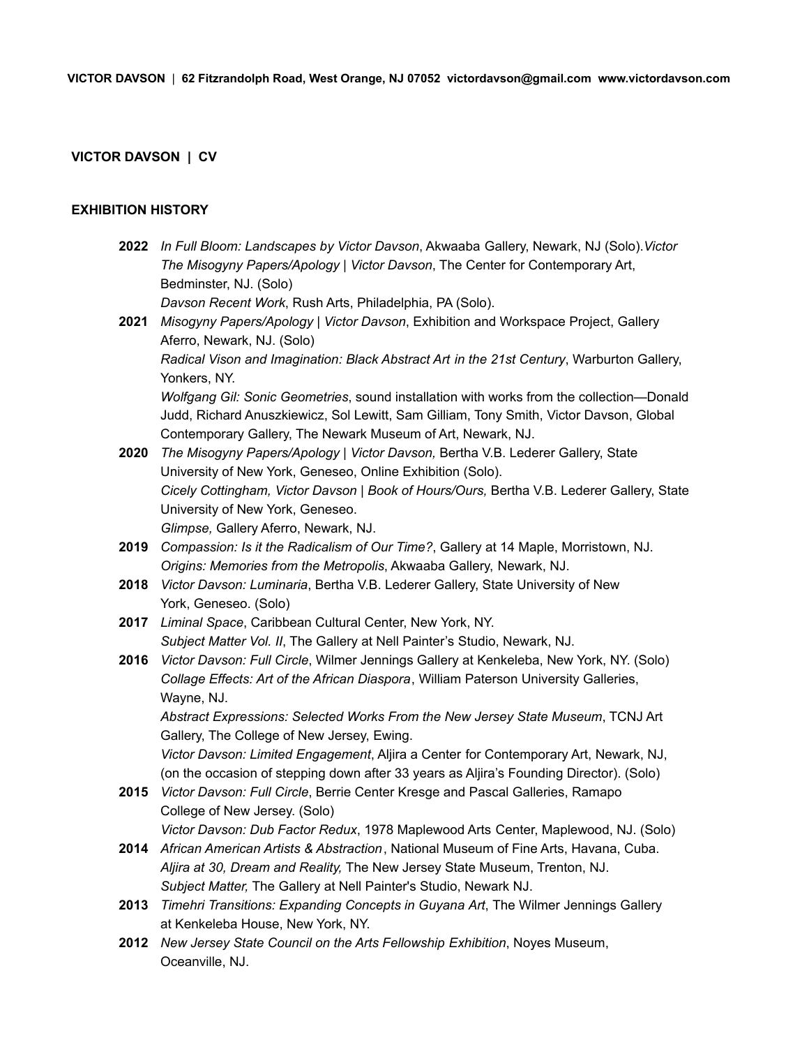**VICTOR DAVSON** | **62 Fitzrandolph Road, West Orange, NJ 07052 victordavson@gmail.com www.victordavson.com**

# VICTOR DAVSON | CV

## EXHIBITION HISTORY

**2022** *In Full Bloom: Landscapes by Victor Davson*, Akwaaba Gallery, Newark, NJ (Solo).*Victor The Misogyny Papers/Apology | Victor Davson*, The Center for Contemporary Art, Bedminster, NJ. (Solo)
*Davson Recent Work*, Rush Arts, Philadelphia, PA (Solo).

**2021** *Misogyny Papers/Apology | Victor Davson*, Exhibition and Workspace Project, Gallery Aferro, Newark, NJ. (Solo)
*Radical Vison and Imagination: Black Abstract Art in the 21st Century*, Warburton Gallery, Yonkers, NY.
*Wolfgang Gil: Sonic Geometries*, sound installation with works from the collection—Donald Judd, Richard Anuszkiewicz, Sol Lewitt, Sam Gilliam, Tony Smith, Victor Davson, Global Contemporary Gallery, The Newark Museum of Art, Newark, NJ.

**2020** *The Misogyny Papers/Apology | Victor Davson,* Bertha V.B. Lederer Gallery, State University of New York, Geneseo, Online Exhibition (Solo).
*Cicely Cottingham, Victor Davson | Book of Hours/Ours,* Bertha V.B. Lederer Gallery, State University of New York, Geneseo.
*Glimpse,* Gallery Aferro, Newark, NJ.

**2019** *Compassion: Is it the Radicalism of Our Time?*, Gallery at 14 Maple, Morristown, NJ.
*Origins: Memories from the Metropolis*, Akwaaba Gallery, Newark, NJ.

**2018** *Victor Davson: Luminaria*, Bertha V.B. Lederer Gallery, State University of New York, Geneseo. (Solo)

**2017** *Liminal Space*, Caribbean Cultural Center, New York, NY.
*Subject Matter Vol. II*, The Gallery at Nell Painter's Studio, Newark, NJ.

**2016** *Victor Davson: Full Circle*, Wilmer Jennings Gallery at Kenkeleba, New York, NY. (Solo)
*Collage Effects: Art of the African Diaspora*, William Paterson University Galleries, Wayne, NJ.
*Abstract Expressions: Selected Works From the New Jersey State Museum*, TCNJ Art Gallery, The College of New Jersey, Ewing.
*Victor Davson: Limited Engagement*, Aljira a Center for Contemporary Art, Newark, NJ, (on the occasion of stepping down after 33 years as Aljira's Founding Director). (Solo)

**2015** *Victor Davson: Full Circle*, Berrie Center Kresge and Pascal Galleries, Ramapo College of New Jersey. (Solo)
*Victor Davson: Dub Factor Redux*, 1978 Maplewood Arts Center, Maplewood, NJ. (Solo)

**2014** *African American Artists & Abstraction*, National Museum of Fine Arts, Havana, Cuba.
*Aljira at 30, Dream and Reality,* The New Jersey State Museum, Trenton, NJ.
*Subject Matter,* The Gallery at Nell Painter's Studio, Newark NJ.

**2013** *Timehri Transitions: Expanding Concepts in Guyana Art*, The Wilmer Jennings Gallery at Kenkeleba House, New York, NY.

**2012** *New Jersey State Council on the Arts Fellowship Exhibition*, Noyes Museum, Oceanville, NJ.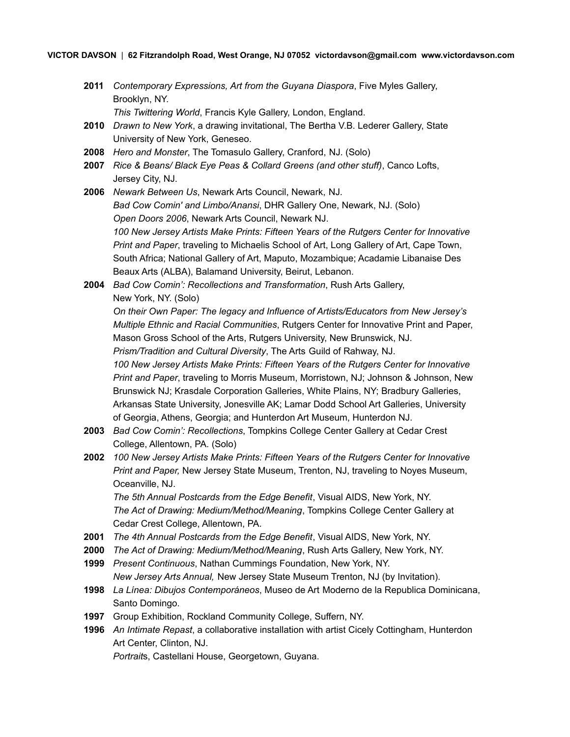**2011** *Contemporary Expressions, Art from the Guyana Diaspora*, Five Myles Gallery, Brooklyn, NY.
*This Twittering World*, Francis Kyle Gallery, London, England.

**2010** *Drawn to New York*, a drawing invitational, The Bertha V.B. Lederer Gallery, State University of New York, Geneseo.

**2008** *Hero and Monster*, The Tomasulo Gallery, Cranford, NJ. (Solo)

**2007** *Rice & Beans/ Black Eye Peas & Collard Greens (and other stuff)*, Canco Lofts, Jersey City, NJ.

**2006** *Newark Between Us*, Newark Arts Council, Newark, NJ.
*Bad Cow Comin' and Limbo/Anansi*, DHR Gallery One, Newark, NJ. (Solo)
*Open Doors 2006*, Newark Arts Council, Newark NJ.
*100 New Jersey Artists Make Prints: Fifteen Years of the Rutgers Center for Innovative Print and Paper*, traveling to Michaelis School of Art, Long Gallery of Art, Cape Town, South Africa; National Gallery of Art, Maputo, Mozambique; Acadamie Libanaise Des Beaux Arts (ALBA), Balamand University, Beirut, Lebanon.

**2004** *Bad Cow Comin': Recollections and Transformation*, Rush Arts Gallery, New York, NY. (Solo)
*On their Own Paper: The legacy and Influence of Artists/Educators from New Jersey's Multiple Ethnic and Racial Communities*, Rutgers Center for Innovative Print and Paper, Mason Gross School of the Arts, Rutgers University, New Brunswick, NJ.
*Prism/Tradition and Cultural Diversity*, The Arts Guild of Rahway, NJ.
*100 New Jersey Artists Make Prints: Fifteen Years of the Rutgers Center for Innovative Print and Paper*, traveling to Morris Museum, Morristown, NJ; Johnson & Johnson, New Brunswick NJ; Krasdale Corporation Galleries, White Plains, NY; Bradbury Galleries, Arkansas State University, Jonesville AK; Lamar Dodd School Art Galleries, University of Georgia, Athens, Georgia; and Hunterdon Art Museum, Hunterdon NJ.

**2003** *Bad Cow Comin': Recollections*, Tompkins College Center Gallery at Cedar Crest College, Allentown, PA. (Solo)

**2002** *100 New Jersey Artists Make Prints: Fifteen Years of the Rutgers Center for Innovative Print and Paper,* New Jersey State Museum, Trenton, NJ, traveling to Noyes Museum, Oceanville, NJ.
*The 5th Annual Postcards from the Edge Benefit*, Visual AIDS, New York, NY.
*The Act of Drawing: Medium/Method/Meaning*, Tompkins College Center Gallery at Cedar Crest College, Allentown, PA.

**2001** *The 4th Annual Postcards from the Edge Benefit*, Visual AIDS, New York, NY.

**2000** *The Act of Drawing: Medium/Method/Meaning*, Rush Arts Gallery, New York, NY.

**1999** *Present Continuous*, Nathan Cummings Foundation, New York, NY.
*New Jersey Arts Annual,* New Jersey State Museum Trenton, NJ (by Invitation).

**1998** *La Línea: Dibujos Contemporáneos*, Museo de Art Moderno de la Republica Dominicana, Santo Domingo.

**1997** Group Exhibition, Rockland Community College, Suffern, NY.

**1996** *An Intimate Repast*, a collaborative installation with artist Cicely Cottingham, Hunterdon Art Center, Clinton, NJ.
*Portrait*s, Castellani House, Georgetown, Guyana.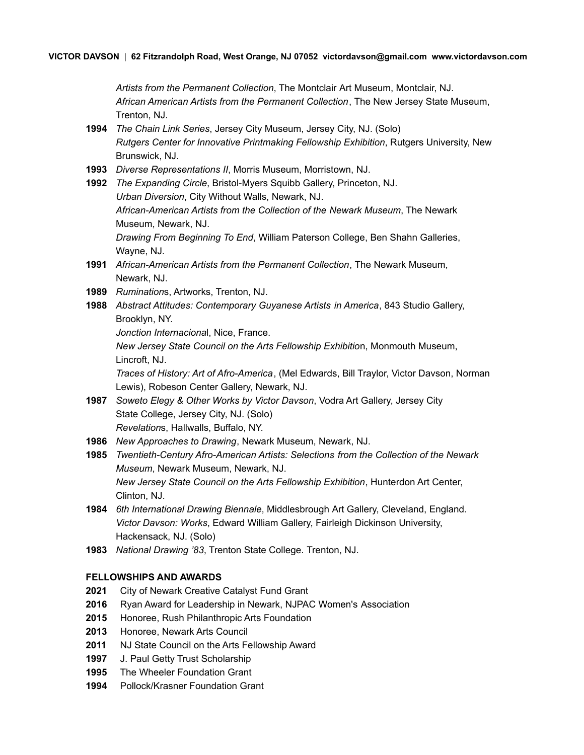*Artists from the Permanent Collection*, The Montclair Art Museum, Montclair, NJ.
*African American Artists from the Permanent Collection*, The New Jersey State Museum, Trenton, NJ.

**1994** *The Chain Link Series*, Jersey City Museum, Jersey City, NJ. (Solo)
*Rutgers Center for Innovative Printmaking Fellowship Exhibition*, Rutgers University, New Brunswick, NJ.

**1993** *Diverse Representations II*, Morris Museum, Morristown, NJ.

**1992** *The Expanding Circle*, Bristol-Myers Squibb Gallery, Princeton, NJ.
*Urban Diversion*, City Without Walls, Newark, NJ.
*African-American Artists from the Collection of the Newark Museum*, The Newark Museum, Newark, NJ.
*Drawing From Beginning To End*, William Paterson College, Ben Shahn Galleries, Wayne, NJ.

**1991** *African-American Artists from the Permanent Collection*, The Newark Museum, Newark, NJ.

**1989** *Rumination*s, Artworks, Trenton, NJ.

**1988** *Abstract Attitudes: Contemporary Guyanese Artists in America*, 843 Studio Gallery, Brooklyn, NY.
*Jonction Internaciona*l, Nice, France.
*New Jersey State Council on the Arts Fellowship Exhibitio*n, Monmouth Museum, Lincroft, NJ.
*Traces of History: Art of Afro-America*, (Mel Edwards, Bill Traylor, Victor Davson, Norman Lewis), Robeson Center Gallery, Newark, NJ.

**1987** *Soweto Elegy & Other Works by Victor Davson*, Vodra Art Gallery, Jersey City State College, Jersey City, NJ. (Solo)
*Revelation*s, Hallwalls, Buffalo, NY.

**1986** *New Approaches to Drawing*, Newark Museum, Newark, NJ.

**1985** *Twentieth-Century Afro-American Artists: Selections from the Collection of the Newark Museum*, Newark Museum, Newark, NJ.
*New Jersey State Council on the Arts Fellowship Exhibition*, Hunterdon Art Center, Clinton, NJ.

**1984** *6th International Drawing Biennale*, Middlesbrough Art Gallery, Cleveland, England.
*Victor Davson: Works*, Edward William Gallery, Fairleigh Dickinson University, Hackensack, NJ. (Solo)

**1983** *National Drawing '83*, Trenton State College. Trenton, NJ.

**FELLOWSHIPS AND AWARDS**

**2021** City of Newark Creative Catalyst Fund Grant
**2016** Ryan Award for Leadership in Newark, NJPAC Women's Association
**2015** Honoree, Rush Philanthropic Arts Foundation
**2013** Honoree, Newark Arts Council
**2011** NJ State Council on the Arts Fellowship Award
**1997** J. Paul Getty Trust Scholarship
**1995** The Wheeler Foundation Grant
**1994** Pollock/Krasner Foundation Grant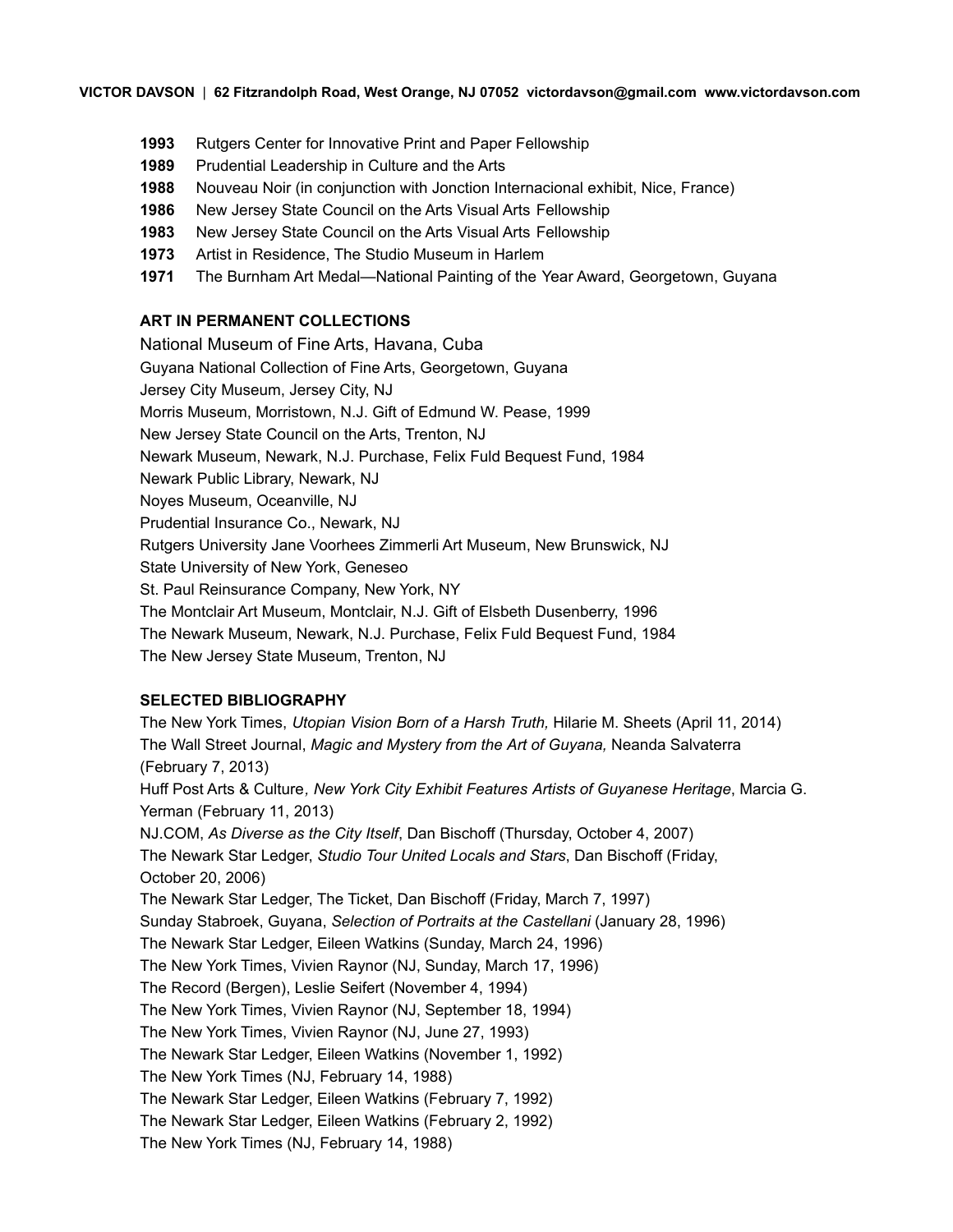**1993** Rutgers Center for Innovative Print and Paper Fellowship
**1989** Prudential Leadership in Culture and the Arts
**1988** Nouveau Noir (in conjunction with Jonction Internacional exhibit, Nice, France)
**1986** New Jersey State Council on the Arts Visual Arts Fellowship
**1983** New Jersey State Council on the Arts Visual Arts Fellowship
**1973** Artist in Residence, The Studio Museum in Harlem
**1971** The Burnham Art Medal—National Painting of the Year Award, Georgetown, Guyana

## ART IN PERMANENT COLLECTIONS

National Museum of Fine Arts, Havana, Cuba
Guyana National Collection of Fine Arts, Georgetown, Guyana
Jersey City Museum, Jersey City, NJ
Morris Museum, Morristown, N.J. Gift of Edmund W. Pease, 1999
New Jersey State Council on the Arts, Trenton, NJ
Newark Museum, Newark, N.J. Purchase, Felix Fuld Bequest Fund, 1984
Newark Public Library, Newark, NJ
Noyes Museum, Oceanville, NJ
Prudential Insurance Co., Newark, NJ
Rutgers University Jane Voorhees Zimmerli Art Museum, New Brunswick, NJ
State University of New York, Geneseo
St. Paul Reinsurance Company, New York, NY
The Montclair Art Museum, Montclair, N.J. Gift of Elsbeth Dusenberry, 1996
The Newark Museum, Newark, N.J. Purchase, Felix Fuld Bequest Fund, 1984
The New Jersey State Museum, Trenton, NJ

## SELECTED BIBLIOGRAPHY

The New York Times, *Utopian Vision Born of a Harsh Truth,* Hilarie M. Sheets (April 11, 2014)
The Wall Street Journal, *Magic and Mystery from the Art of Guyana,* Neanda Salvaterra (February 7, 2013)
Huff Post Arts & Culture*, New York City Exhibit Features Artists of Guyanese Heritage*, Marcia G. Yerman (February 11, 2013)
NJ.COM, *As Diverse as the City Itself*, Dan Bischoff (Thursday, October 4, 2007)
The Newark Star Ledger, *Studio Tour United Locals and Stars*, Dan Bischoff (Friday, October 20, 2006)
The Newark Star Ledger, The Ticket, Dan Bischoff (Friday, March 7, 1997)
Sunday Stabroek, Guyana, *Selection of Portraits at the Castellani* (January 28, 1996)
The Newark Star Ledger, Eileen Watkins (Sunday, March 24, 1996)
The New York Times, Vivien Raynor (NJ, Sunday, March 17, 1996)
The Record (Bergen), Leslie Seifert (November 4, 1994)
The New York Times, Vivien Raynor (NJ, September 18, 1994)
The New York Times, Vivien Raynor (NJ, June 27, 1993)
The Newark Star Ledger, Eileen Watkins (November 1, 1992)
The New York Times (NJ, February 14, 1988)
The Newark Star Ledger, Eileen Watkins (February 7, 1992)
The Newark Star Ledger, Eileen Watkins (February 2, 1992)
The New York Times (NJ, February 14, 1988)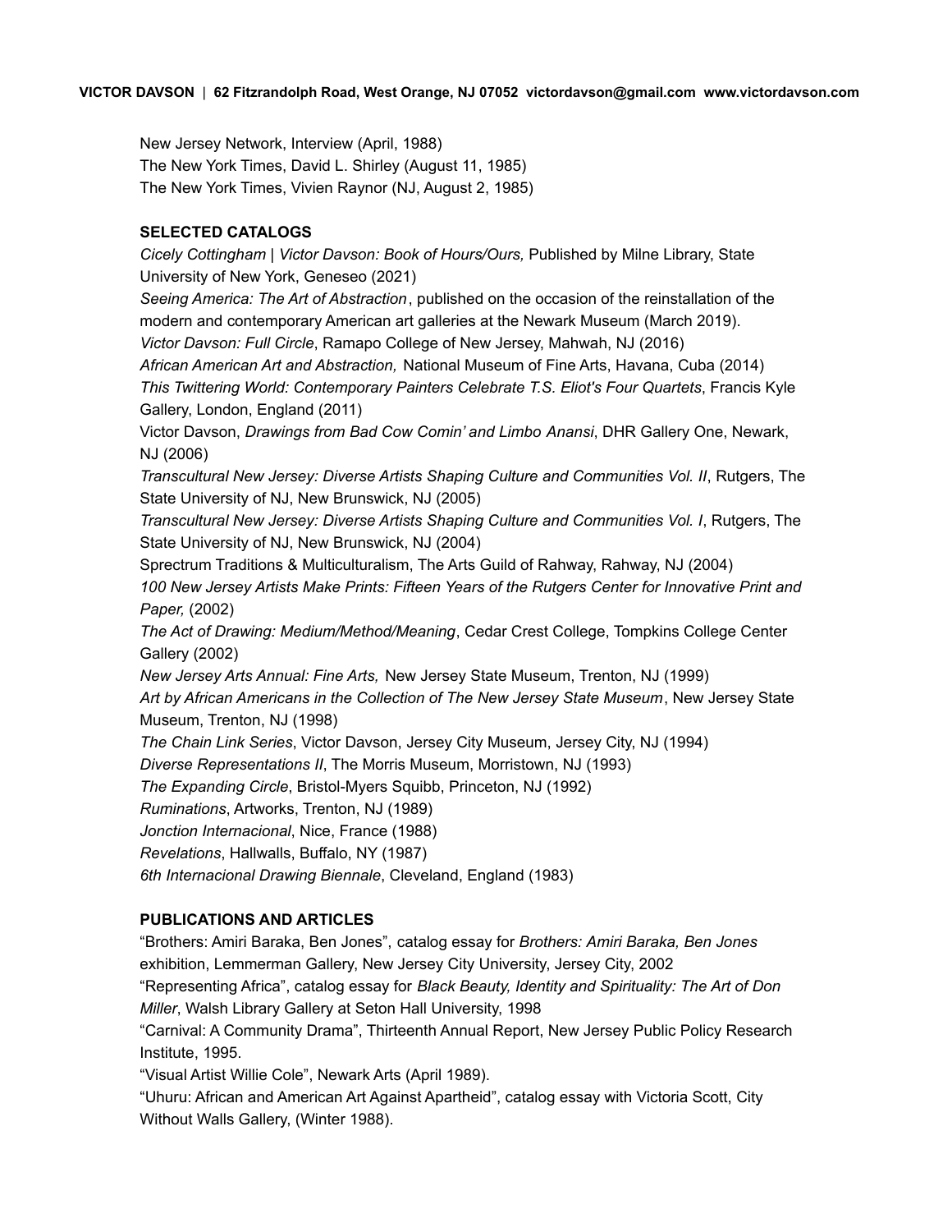New Jersey Network, Interview (April, 1988)
The New York Times, David L. Shirley (August 11, 1985)
The New York Times, Vivien Raynor (NJ, August 2, 1985)

**SELECTED CATALOGS**

*Cicely Cottingham | Victor Davson: Book of Hours/Ours,* Published by Milne Library, State University of New York, Geneseo (2021)
*Seeing America: The Art of Abstraction*, published on the occasion of the reinstallation of the modern and contemporary American art galleries at the Newark Museum (March 2019).
*Victor Davson: Full Circle*, Ramapo College of New Jersey, Mahwah, NJ (2016)
*African American Art and Abstraction,* National Museum of Fine Arts, Havana, Cuba (2014)
*This Twittering World: Contemporary Painters Celebrate T.S. Eliot's Four Quartets*, Francis Kyle Gallery, London, England (2011)
Victor Davson, *Drawings from Bad Cow Comin' and Limbo Anansi*, DHR Gallery One, Newark, NJ (2006)
*Transcultural New Jersey: Diverse Artists Shaping Culture and Communities Vol. II*, Rutgers, The State University of NJ, New Brunswick, NJ (2005)
*Transcultural New Jersey: Diverse Artists Shaping Culture and Communities Vol. I*, Rutgers, The State University of NJ, New Brunswick, NJ (2004)
Sprectrum Traditions & Multiculturalism, The Arts Guild of Rahway, Rahway, NJ (2004)
*100 New Jersey Artists Make Prints: Fifteen Years of the Rutgers Center for Innovative Print and Paper,* (2002)
*The Act of Drawing: Medium/Method/Meaning*, Cedar Crest College, Tompkins College Center Gallery (2002)
*New Jersey Arts Annual: Fine Arts,* New Jersey State Museum, Trenton, NJ (1999)
*Art by African Americans in the Collection of The New Jersey State Museum*, New Jersey State Museum, Trenton, NJ (1998)
*The Chain Link Series*, Victor Davson, Jersey City Museum, Jersey City, NJ (1994)
*Diverse Representations II*, The Morris Museum, Morristown, NJ (1993)
*The Expanding Circle*, Bristol-Myers Squibb, Princeton, NJ (1992)
*Ruminations*, Artworks, Trenton, NJ (1989)
*Jonction Internacional*, Nice, France (1988)
*Revelations*, Hallwalls, Buffalo, NY (1987)
*6th Internacional Drawing Biennale*, Cleveland, England (1983)

**PUBLICATIONS AND ARTICLES**

"Brothers: Amiri Baraka, Ben Jones", catalog essay for *Brothers: Amiri Baraka, Ben Jones* exhibition, Lemmerman Gallery, New Jersey City University, Jersey City, 2002
"Representing Africa", catalog essay for *Black Beauty, Identity and Spirituality: The Art of Don Miller*, Walsh Library Gallery at Seton Hall University, 1998
"Carnival: A Community Drama", Thirteenth Annual Report, New Jersey Public Policy Research Institute, 1995.
"Visual Artist Willie Cole", Newark Arts (April 1989).
"Uhuru: African and American Art Against Apartheid", catalog essay with Victoria Scott, City Without Walls Gallery, (Winter 1988).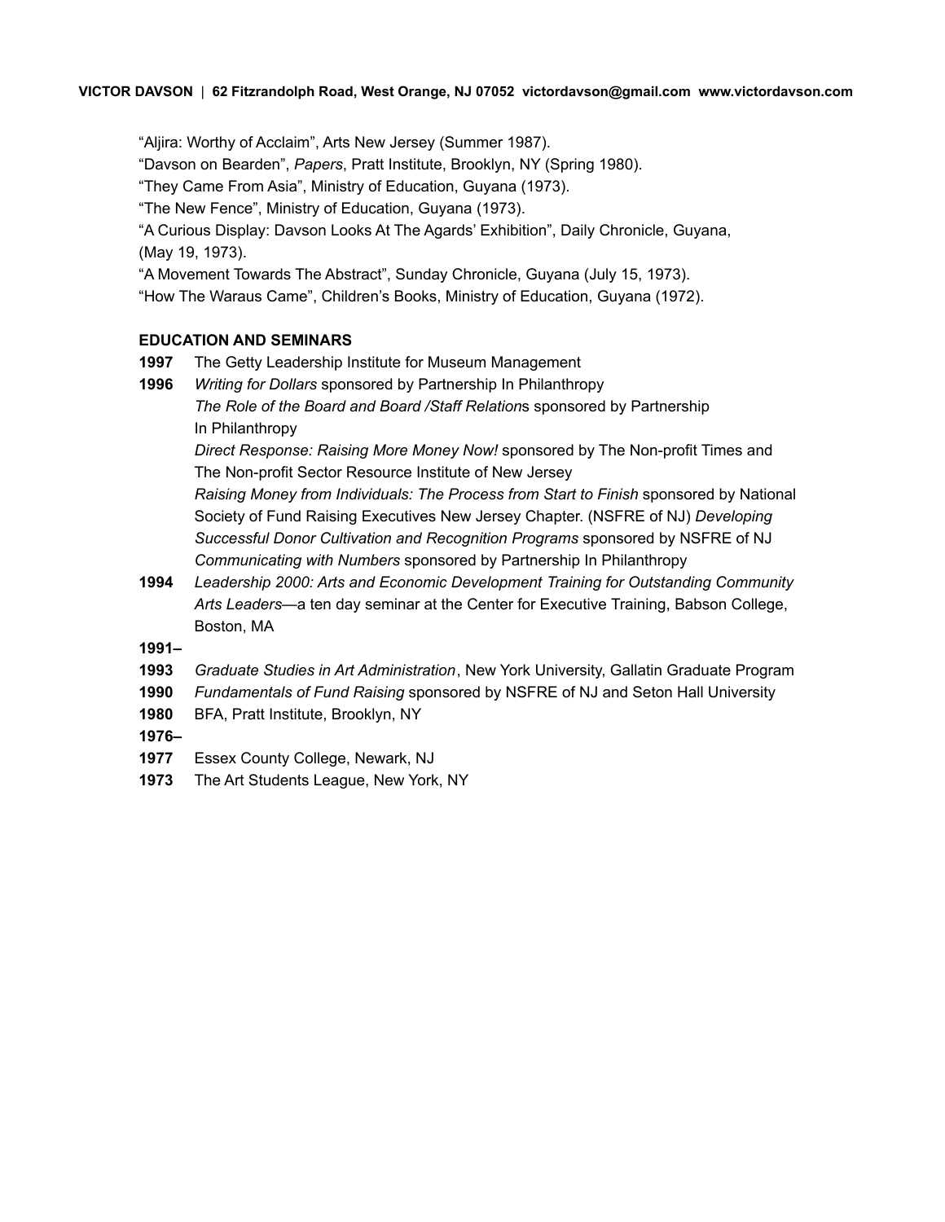"Aljira: Worthy of Acclaim", Arts New Jersey (Summer 1987).
"Davson on Bearden", *Papers*, Pratt Institute, Brooklyn, NY (Spring 1980).
"They Came From Asia", Ministry of Education, Guyana (1973).
"The New Fence", Ministry of Education, Guyana (1973).
"A Curious Display: Davson Looks At The Agards' Exhibition", Daily Chronicle, Guyana, (May 19, 1973).
"A Movement Towards The Abstract", Sunday Chronicle, Guyana (July 15, 1973).
"How The Waraus Came", Children's Books, Ministry of Education, Guyana (1972).

**EDUCATION AND SEMINARS**

**1997** The Getty Leadership Institute for Museum Management

**1996** *Writing for Dollars* sponsored by Partnership In Philanthropy
*The Role of the Board and Board /Staff Relation*s sponsored by Partnership In Philanthropy
*Direct Response: Raising More Money Now!* sponsored by The Non-profit Times and The Non-profit Sector Resource Institute of New Jersey
*Raising Money from Individuals: The Process from Start to Finish* sponsored by National Society of Fund Raising Executives New Jersey Chapter. (NSFRE of NJ) *Developing Successful Donor Cultivation and Recognition Programs* sponsored by NSFRE of NJ
*Communicating with Numbers* sponsored by Partnership In Philanthropy

**1994** *Leadership 2000: Arts and Economic Development Training for Outstanding Community Arts Leaders*—a ten day seminar at the Center for Executive Training, Babson College, Boston, MA

**1991–1993** *Graduate Studies in Art Administration*, New York University, Gallatin Graduate Program

**1990** *Fundamentals of Fund Raising* sponsored by NSFRE of NJ and Seton Hall University

**1980** BFA, Pratt Institute, Brooklyn, NY

**1976–1977** Essex County College, Newark, NJ

**1973** The Art Students League, New York, NY